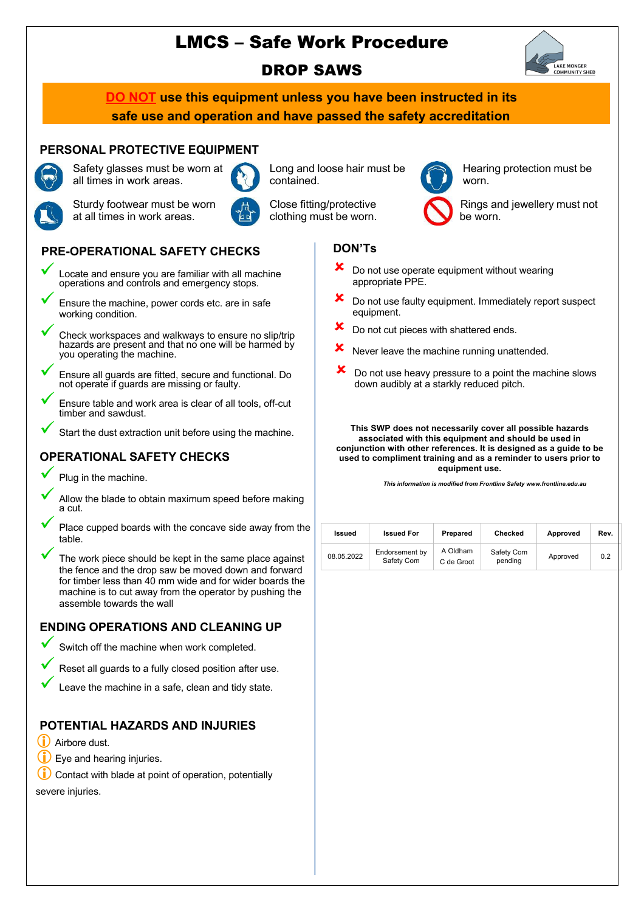# LMCS – Safe Work Procedure

## DROP SAWS

**DO NOT use this equipment unless you have been instructed in its safe use and operation and have passed the safety accreditation**

## PERSONAL PROTECTIVE EQUIPMENT

- Safety glasses must be worn at all times in work areas.
- Long and loose hair must be contained.
- Hearing protection must be worn.
- Sturdy footwear must be worn at all times in work areas.
- Close fitting/protective clothing must be worn.
- Rings and jewellery must not be worn.

## PRE-OPERATIONAL SAFETY CHECKS

- ✓ Locate and ensure you are familiar with all machine operations and controls and emergency stops.
- ✓ Ensure the machine, power cords etc. are in safe working condition.
- ✓ Check workspaces and walkways to ensure no slip/trip hazards are present and that no one will be harmed by you operating the machine.
- ✓ Ensure all guards are fitted, secure and functional. Do not operate if guards are missing or faulty.
- ✓ Ensure table and work area is clear of all tools, off-cut timber and sawdust.
- ✓ Start the dust extraction unit before using the machine.

## OPERATIONAL SAFETY CHECKS

- ✓ Plug in the machine.
- ✓ Allow the blade to obtain maximum speed before making a cut.
- ✓ Place cupped boards with the concave side away from the table.
- ✓ The work piece should be kept in the same place against the fence and the drop saw be moved down and forward for timber less than 40 mm wide and for wider boards the machine is to cut away from the operator by pushing the assemble towards the wall

## ENDING OPERATIONS AND CLEANING UP

- ✓ Switch off the machine when work completed.
- ✓ Reset all guards to a fully closed position after use.
- ✓ Leave the machine in a safe, clean and tidy state.

## POTENTIAL HAZARDS AND INJURIES

- Airbore dust.
- Eye and hearing injuries.
- Contact with blade at point of operation, potentially severe injuries.

## DON'Ts

- ✘ Do not use operate equipment without wearing appropriate PPE.
- ✘ Do not use faulty equipment. Immediately report suspect equipment.
- ✘ Do not cut pieces with shattered ends.
- ✘ Never leave the machine running unattended.
- ✘ Do not use heavy pressure to a point the machine slows down audibly at a starkly reduced pitch.

**This SWP does not necessarily cover all possible hazards associated with this equipment and should be used in conjunction with other references. It is designed as a guide to be used to compliment training and as a reminder to users prior to equipment use.**

***This information is modified from Frontline Safety www.frontline.edu.au***

| Issued | Issued For | Prepared | Checked | Approved | Rev. |
|---|---|---|---|---|---|
| 08.05.2022 | Endorsement by Safety Com | A Oldham C de Groot | Safety Com pending | Approved | 0.2 |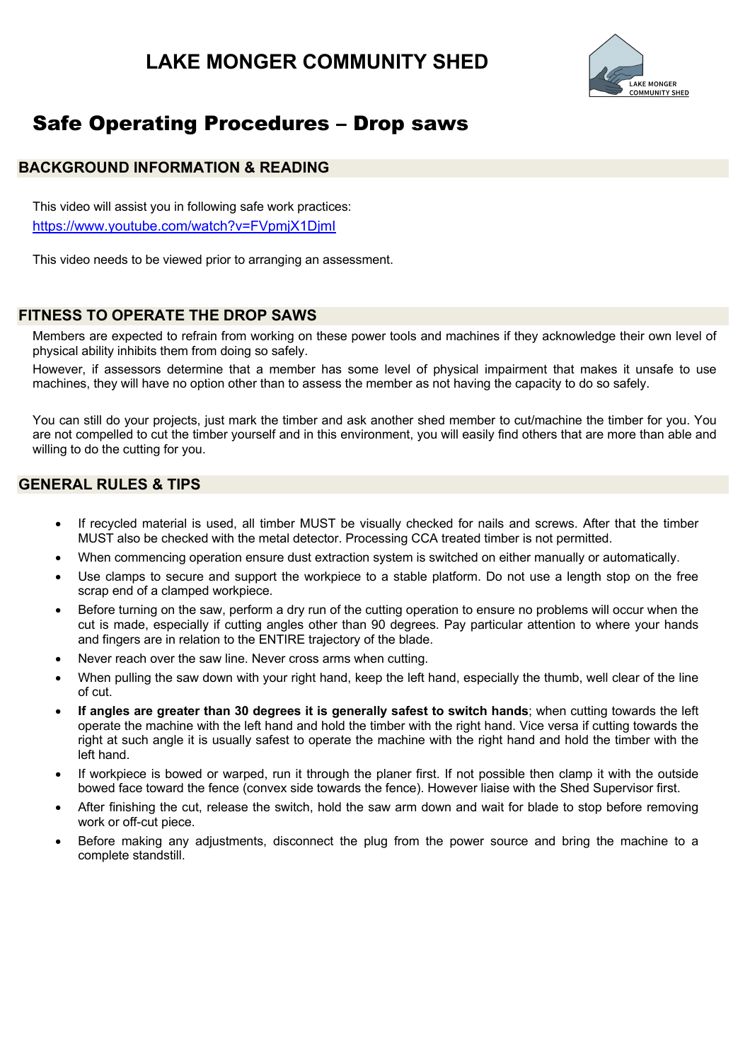# LAKE MONGER COMMUNITY SHED

## Safe Operating Procedures – Drop saws

### BACKGROUND INFORMATION & READING

This video will assist you in following safe work practices:
[https://www.youtube.com/watch?v=FVpmjX1DjmI](https://www.youtube.com/watch?v=FVpmjX1DjmI)

This video needs to be viewed prior to arranging an assessment.

### FITNESS TO OPERATE THE DROP SAWS

Members are expected to refrain from working on these power tools and machines if they acknowledge their own level of physical ability inhibits them from doing so safely.

However, if assessors determine that a member has some level of physical impairment that makes it unsafe to use machines, they will have no option other than to assess the member as not having the capacity to do so safely.

You can still do your projects, just mark the timber and ask another shed member to cut/machine the timber for you. You are not compelled to cut the timber yourself and in this environment, you will easily find others that are more than able and willing to do the cutting for you.

### GENERAL RULES & TIPS

- If recycled material is used, all timber MUST be visually checked for nails and screws. After that the timber MUST also be checked with the metal detector. Processing CCA treated timber is not permitted.
- When commencing operation ensure dust extraction system is switched on either manually or automatically.
- Use clamps to secure and support the workpiece to a stable platform. Do not use a length stop on the free scrap end of a clamped workpiece.
- Before turning on the saw, perform a dry run of the cutting operation to ensure no problems will occur when the cut is made, especially if cutting angles other than 90 degrees. Pay particular attention to where your hands and fingers are in relation to the ENTIRE trajectory of the blade.
- Never reach over the saw line. Never cross arms when cutting.
- When pulling the saw down with your right hand, keep the left hand, especially the thumb, well clear of the line of cut.
- **If angles are greater than 30 degrees it is generally safest to switch hands**; when cutting towards the left operate the machine with the left hand and hold the timber with the right hand. Vice versa if cutting towards the right at such angle it is usually safest to operate the machine with the right hand and hold the timber with the left hand.
- If workpiece is bowed or warped, run it through the planer first. If not possible then clamp it with the outside bowed face toward the fence (convex side towards the fence). However liaise with the Shed Supervisor first.
- After finishing the cut, release the switch, hold the saw arm down and wait for blade to stop before removing work or off-cut piece.
- Before making any adjustments, disconnect the plug from the power source and bring the machine to a complete standstill.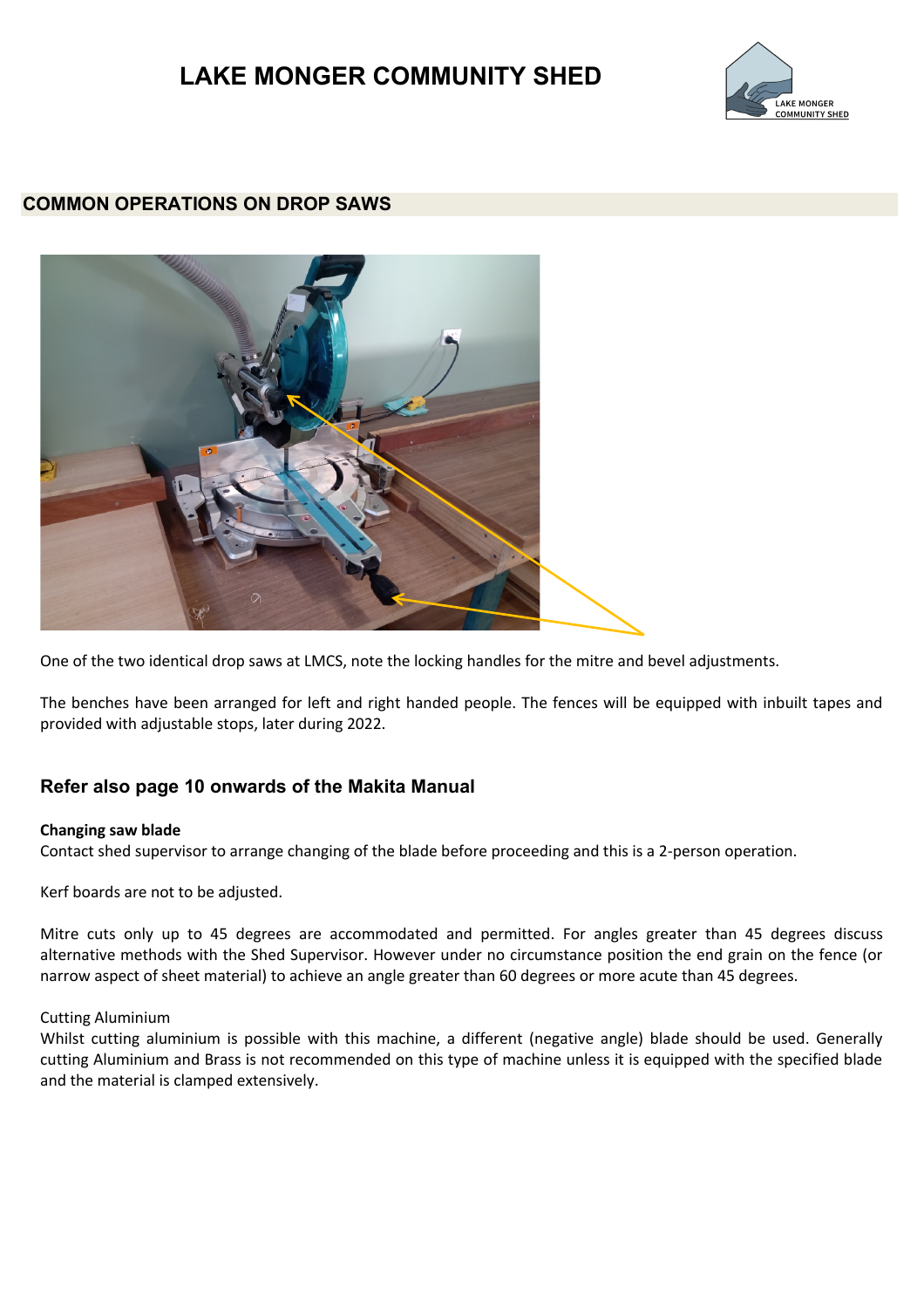# LAKE MONGER COMMUNITY SHED

## COMMON OPERATIONS ON DROP SAWS

One of the two identical drop saws at LMCS, note the locking handles for the mitre and bevel adjustments.

The benches have been arranged for left and right handed people. The fences will be equipped with inbuilt tapes and provided with adjustable stops, later during 2022.

### Refer also page 10 onwards of the Makita Manual

**Changing saw blade**
Contact shed supervisor to arrange changing of the blade before proceeding and this is a 2-person operation.

Kerf boards are not to be adjusted.

Mitre cuts only up to 45 degrees are accommodated and permitted. For angles greater than 45 degrees discuss alternative methods with the Shed Supervisor. However under no circumstance position the end grain on the fence (or narrow aspect of sheet material) to achieve an angle greater than 60 degrees or more acute than 45 degrees.

Cutting Aluminium
Whilst cutting aluminium is possible with this machine, a different (negative angle) blade should be used. Generally cutting Aluminium and Brass is not recommended on this type of machine unless it is equipped with the specified blade and the material is clamped extensively.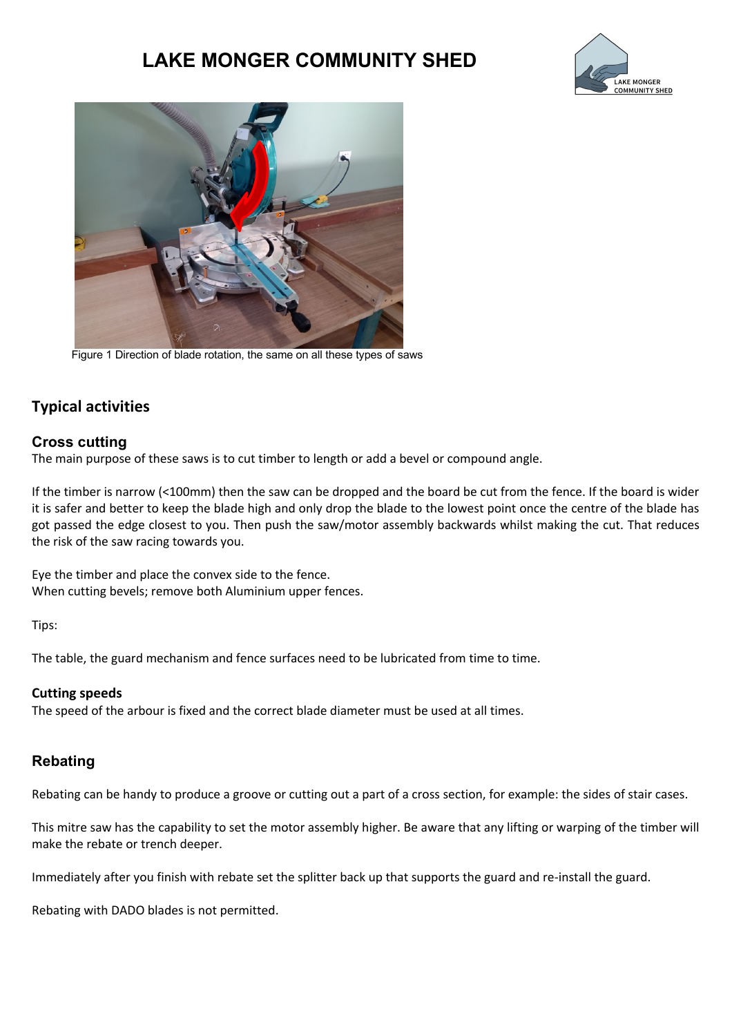# LAKE MONGER COMMUNITY SHED

Figure 1 Direction of blade rotation, the same on all these types of saws

## Typical activities

### Cross cutting

The main purpose of these saws is to cut timber to length or add a bevel or compound angle.

If the timber is narrow (<100mm) then the saw can be dropped and the board be cut from the fence. If the board is wider it is safer and better to keep the blade high and only drop the blade to the lowest point once the centre of the blade has got passed the edge closest to you. Then push the saw/motor assembly backwards whilst making the cut. That reduces the risk of the saw racing towards you.

Eye the timber and place the convex side to the fence.
When cutting bevels; remove both Aluminium upper fences.

Tips:

The table, the guard mechanism and fence surfaces need to be lubricated from time to time.

#### Cutting speeds

The speed of the arbour is fixed and the correct blade diameter must be used at all times.

### Rebating

Rebating can be handy to produce a groove or cutting out a part of a cross section, for example: the sides of stair cases.

This mitre saw has the capability to set the motor assembly higher. Be aware that any lifting or warping of the timber will make the rebate or trench deeper.

Immediately after you finish with rebate set the splitter back up that supports the guard and re-install the guard.

Rebating with DADO blades is not permitted.